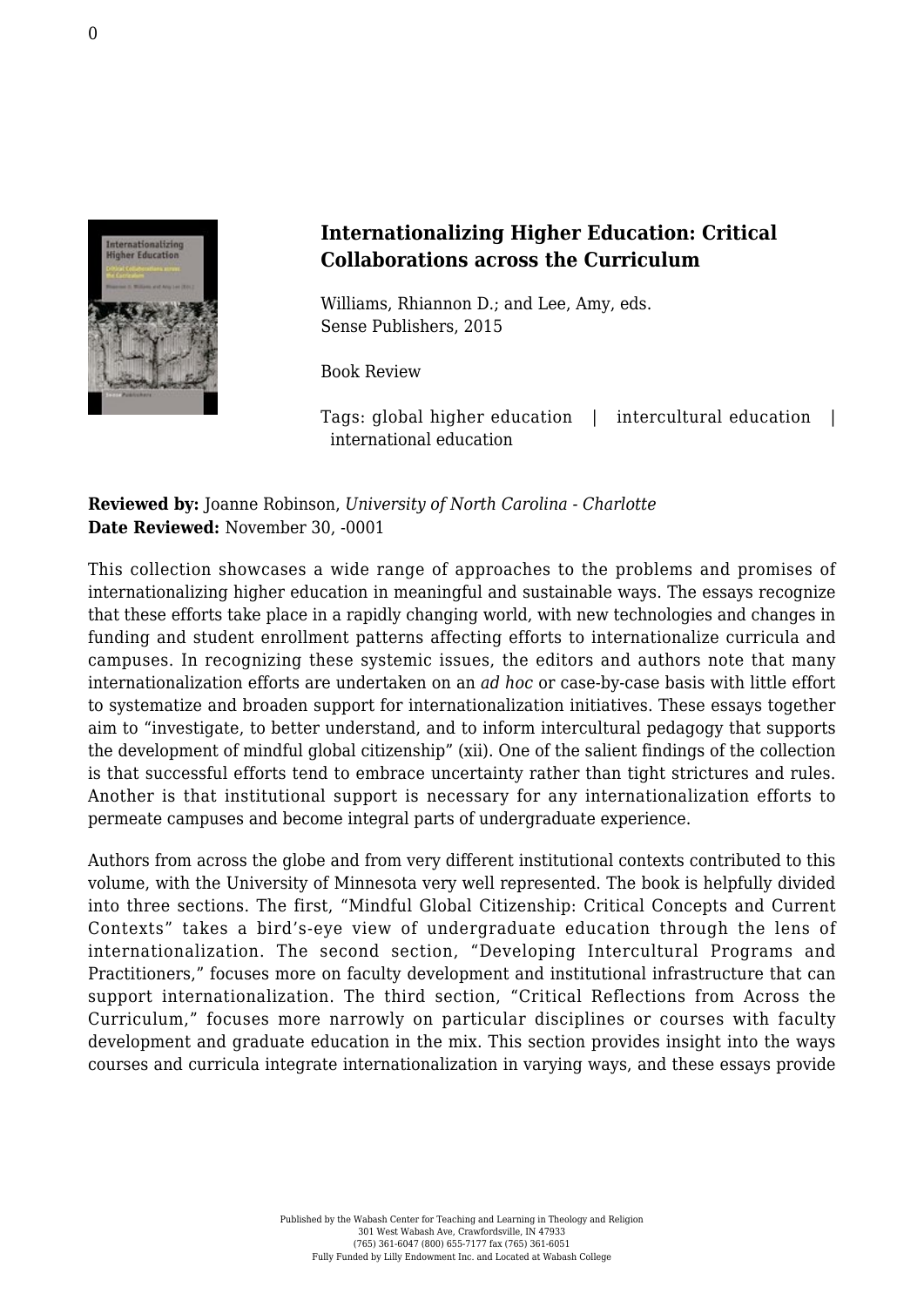## Internationalizing Higher Education: Critical Collaborations across the Curriculum

Williams, Rhiannon D.; and Lee, Amy, eds.
Sense Publishers, 2015

Book Review

Tags: global higher education | intercultural education | international education

**Reviewed by:** Joanne Robinson, *University of North Carolina - Charlotte*
**Date Reviewed:** November 30, -0001

This collection showcases a wide range of approaches to the problems and promises of internationalizing higher education in meaningful and sustainable ways. The essays recognize that these efforts take place in a rapidly changing world, with new technologies and changes in funding and student enrollment patterns affecting efforts to internationalize curricula and campuses. In recognizing these systemic issues, the editors and authors note that many internationalization efforts are undertaken on an *ad hoc* or case-by-case basis with little effort to systematize and broaden support for internationalization initiatives. These essays together aim to "investigate, to better understand, and to inform intercultural pedagogy that supports the development of mindful global citizenship" (xii). One of the salient findings of the collection is that successful efforts tend to embrace uncertainty rather than tight strictures and rules. Another is that institutional support is necessary for any internationalization efforts to permeate campuses and become integral parts of undergraduate experience.

Authors from across the globe and from very different institutional contexts contributed to this volume, with the University of Minnesota very well represented. The book is helpfully divided into three sections. The first, "Mindful Global Citizenship: Critical Concepts and Current Contexts" takes a bird's-eye view of undergraduate education through the lens of internationalization. The second section, "Developing Intercultural Programs and Practitioners," focuses more on faculty development and institutional infrastructure that can support internationalization. The third section, "Critical Reflections from Across the Curriculum," focuses more narrowly on particular disciplines or courses with faculty development and graduate education in the mix. This section provides insight into the ways courses and curricula integrate internationalization in varying ways, and these essays provide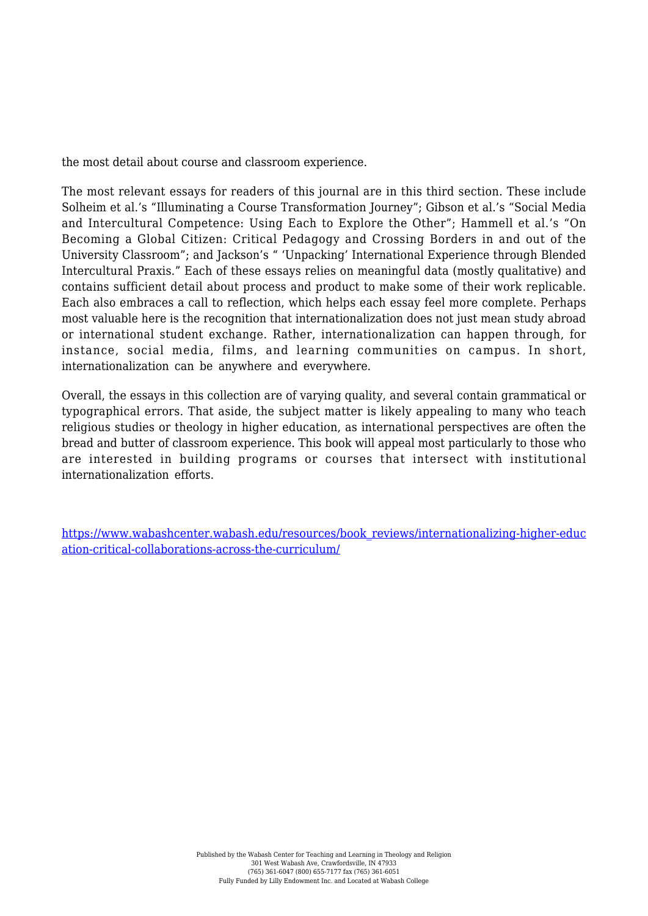the most detail about course and classroom experience.

The most relevant essays for readers of this journal are in this third section. These include Solheim et al.'s "Illuminating a Course Transformation Journey"; Gibson et al.'s "Social Media and Intercultural Competence: Using Each to Explore the Other"; Hammell et al.'s "On Becoming a Global Citizen: Critical Pedagogy and Crossing Borders in and out of the University Classroom"; and Jackson's " 'Unpacking' International Experience through Blended Intercultural Praxis." Each of these essays relies on meaningful data (mostly qualitative) and contains sufficient detail about process and product to make some of their work replicable. Each also embraces a call to reflection, which helps each essay feel more complete. Perhaps most valuable here is the recognition that internationalization does not just mean study abroad or international student exchange. Rather, internationalization can happen through, for instance, social media, films, and learning communities on campus. In short, internationalization can be anywhere and everywhere.

Overall, the essays in this collection are of varying quality, and several contain grammatical or typographical errors. That aside, the subject matter is likely appealing to many who teach religious studies or theology in higher education, as international perspectives are often the bread and butter of classroom experience. This book will appeal most particularly to those who are interested in building programs or courses that intersect with institutional internationalization efforts.

https://www.wabashcenter.wabash.edu/resources/book_reviews/internationalizing-higher-education-critical-collaborations-across-the-curriculum/

Published by the Wabash Center for Teaching and Learning in Theology and Religion
301 West Wabash Ave, Crawfordsville, IN 47933
(765) 361-6047 (800) 655-7177 fax (765) 361-6051
Fully Funded by Lilly Endowment Inc. and Located at Wabash College